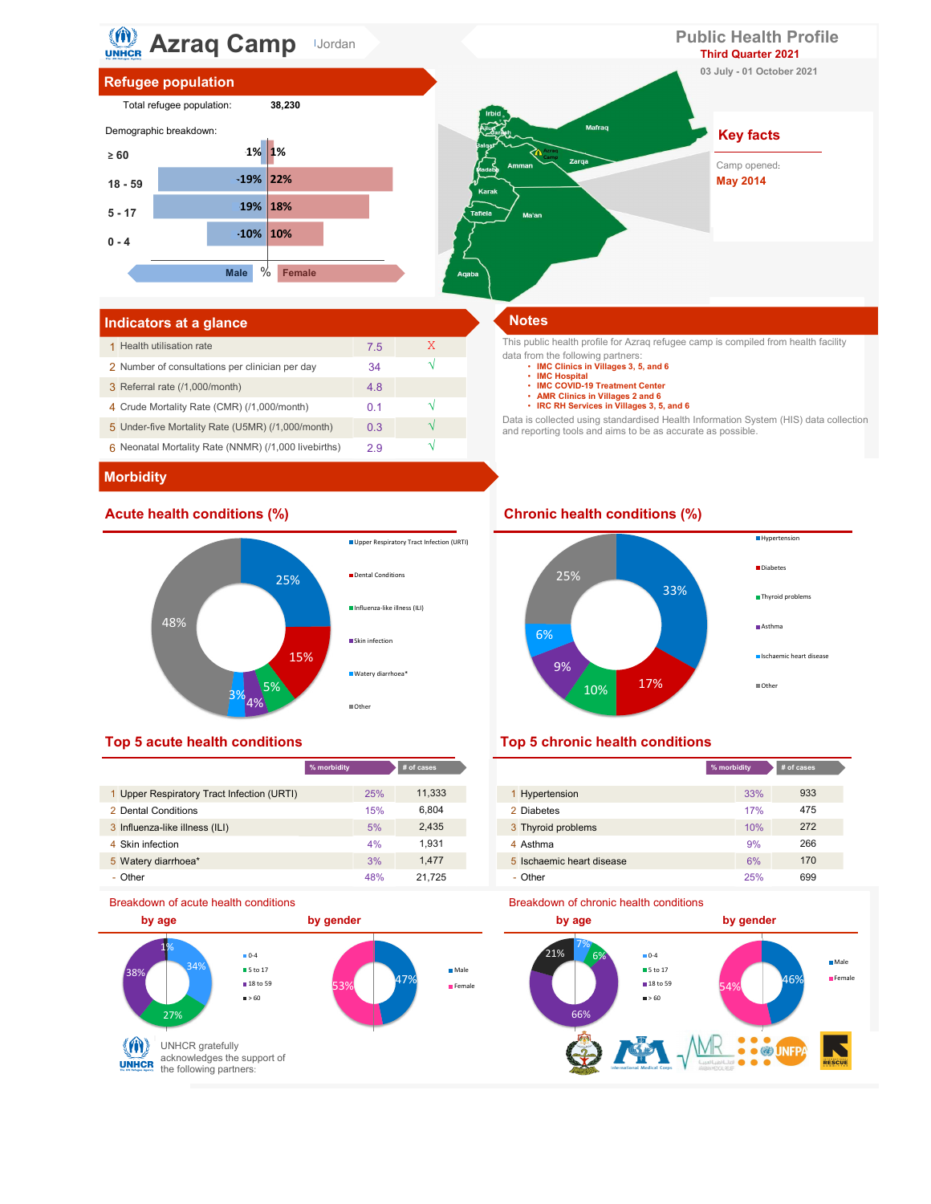# Azraq Camp | Jordan

## Public Health Profile

**Third Quarter 2021**

03 July - 01 October 2021

## Refugee population

Total refugee population: **38,230**

Demographic breakdown:

| Age | Male | Female |
|---|---|---|
| ≥ 60 | 1% | 1% |
| 18 - 59 | 19% | 22% |
| 5 - 17 | 19% | 18% |
| 0 - 4 | 10% | 10% |

## Key facts

Camp opened:

**May 2014**

## Indicators at a glance

| | Indicator | Value | |
|---|---|---|---|
| 1 | Health utilisation rate | 7.5 | X |
| 2 | Number of consultations per clinician per day | 34 | √ |
| 3 | Referral rate (/1,000/month) | 4.8 | |
| 4 | Crude Mortality Rate (CMR) (/1,000/month) | 0.1 | √ |
| 5 | Under-five Mortality Rate (U5MR) (/1,000/month) | 0.3 | √ |
| 6 | Neonatal Mortality Rate (NNMR) (/1,000 livebirths) | 2.9 | √ |

## Notes

This public health profile for Azraq refugee camp is compiled from health facility data from the following partners:

- IMC Clinics in Villages 3, 5, and 6
- IMC Hospital
- IMC COVID-19 Treatment Center
- AMR Clinics in Villages 2 and 6
- IRC RH Services in Villages 3, 5, and 6

Data is collected using standardised Health Information System (HIS) data collection and reporting tools and aims to be as accurate as possible.

## Morbidity

### Acute health conditions (%)

- Upper Respiratory Tract Infection (URTI): 25%
- Dental Conditions: 15%
- Influenza-like illness (ILI): 5%
- Skin infection: 4%
- Watery diarrhoea*: 3%
- Other: 48%

### Chronic health conditions (%)

- Hypertension: 33%
- Diabetes: 17%
- Thyroid problems: 10%
- Asthma: 9%
- Ischaemic heart disease: 6%
- Other: 25%

### Top 5 acute health conditions

| | Condition | % morbidity | # of cases |
|---|---|---|---|
| 1 | Upper Respiratory Tract Infection (URTI) | 25% | 11,333 |
| 2 | Dental Conditions | 15% | 6,804 |
| 3 | Influenza-like illness (ILI) | 5% | 2,435 |
| 4 | Skin infection | 4% | 1,931 |
| 5 | Watery diarrhoea* | 3% | 1,477 |
| - | Other | 48% | 21,725 |

### Top 5 chronic health conditions

| | Condition | % morbidity | # of cases |
|---|---|---|---|
| 1 | Hypertension | 33% | 933 |
| 2 | Diabetes | 17% | 475 |
| 3 | Thyroid problems | 10% | 272 |
| 4 | Asthma | 9% | 266 |
| 5 | Ischaemic heart disease | 6% | 170 |
| - | Other | 25% | 699 |

### Breakdown of acute health conditions

**by age**

- 0-4: 34%
- 5 to 17: 27%
- 18 to 59: 38%
- > 60: 1%

**by gender**

- Male: 47%
- Female: 53%

### Breakdown of chronic health conditions

**by age**

- 0-4: 7%
- 5 to 17: 6%
- 18 to 59: 66%
- > 60: 21%

**by gender**

- Male: 46%
- Female: 54%

UNHCR gratefully acknowledges the support of the following partners: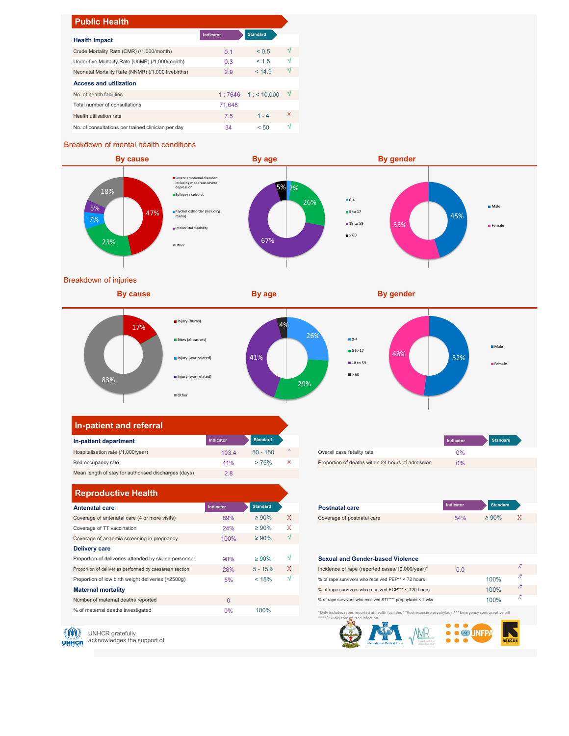## Public Health

| Health Impact | Indicator | Standard | |
|---|---|---|---|
| Crude Mortality Rate (CMR) (/1,000/month) | 0.1 | < 0.5 | √ |
| Under-five Mortality Rate (U5MR) (/1,000/month) | 0.3 | < 1.5 | √ |
| Neonatal Mortality Rate (NNMR) (/1,000 livebirths) | 2.9 | < 14.9 | √ |
| **Access and utilization** | | | |
| No. of health facilities | 1 : 7646 | 1 : < 10,000 | √ |
| Total number of consultations | 71,648 | | |
| Health utilisation rate | 7.5 | 1 - 4 | X |
| No. of consultations per trained clinician per day | 34 | < 50 | √ |

### Breakdown of mental health conditions

**By cause**

47%
23%
7%
5%
18%

Severe emotional disorder, including moderate-severe depression
Epilepsy / seizures
Psychotic disorder (including mania)
Intellecutal disability
Other

**By age**

5%
2%
26%
67%

0-4
5 to 17
18 to 59
> 60

**By gender**

45%
55%

Male
Female

### Breakdown of injuries

**By cause**

17%
83%

Injury (burns)
Bites (all causes)
Injury (war-related)
Injury (war-related)
Other

**By age**

4%
26%
29%
41%

0-4
5 to 17
18 to 59
> 60

**By gender**

48%
52%

Male
Female

## In-patient and referral

| In-patient department | Indicator | Standard | |
|---|---|---|---|
| Hospitalisation rate (/1,000/year) | 103.4 | 50 - 150 | ^ |
| Bed occupancy rate | 41% | > 75% | X |
| Mean length of stay for authorised discharges (days) | 2.8 | | |

| | Indicator | Standard |
|---|---|---|
| Overall case fatality rate | 0% | |
| Proportion of deaths within 24 hours of admission | 0% | |

## Reproductive Health

| Antenatal care | Indicator | Standard | |
|---|---|---|---|
| Coverage of antenatal care (4 or more visits) | 89% | ≥ 90% | X |
| Coverage of TT vaccination | 24% | ≥ 90% | X |
| Coverage of anaemia screening in pregnancy | 100% | ≥ 90% | √ |
| **Delivery care** | | | |
| Proportion of deliveries attended by skilled personnel | 98% | ≥ 90% | √ |
| Proportion of deliveries performed by caesarean section | 28% | 5 - 15% | X |
| Proportion of low birth weight deliveries (<2500g) | 5% | < 15% | √ |
| **Maternal mortality** | | | |
| Number of maternal deaths reported | 0 | | |
| % of maternal deaths investigated | 0% | 100% | |

| Postnatal care | Indicator | Standard | |
|---|---|---|---|
| Coverage of postnatal care | 54% | ≥ 90% | X |

| Sexual and Gender-based Violence | | | |
|---|---|---|---|
| Incidence of rape (reported cases/10,000/year)* | 0.0 | | ↗ |
| % of rape survivors who received PEP** < 72 hours | | 100% | ↗ |
| % of rape survivors who received ECP*** < 120 hours | | 100% | ↗ |
| % of rape survivors who received STI**** prophylaxis < 2 wks | | 100% | ↗ |

*Only includes rapes reported at health facilities **Post-exposure prophylaxis ***Emergency contraceptive pill ****Sexually transmitted infection

UNHCR gratefully acknowledges the support of